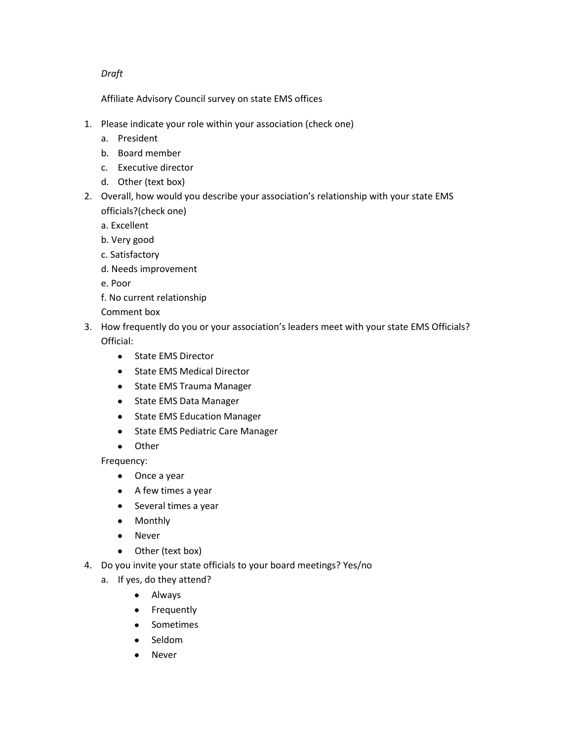*Draft*

Affiliate Advisory Council survey on state EMS offices

1. Please indicate your role within your association (check one)
   a. President
   b. Board member
   c. Executive director
   d. Other (text box)
2. Overall, how would you describe your association's relationship with your state EMS officials?(check one)
   a. Excellent
   b. Very good
   c. Satisfactory
   d. Needs improvement
   e. Poor
   f. No current relationship
   Comment box
3. How frequently do you or your association's leaders meet with your state EMS Officials?
   Official:
   - State EMS Director
   - State EMS Medical Director
   - State EMS Trauma Manager
   - State EMS Data Manager
   - State EMS Education Manager
   - State EMS Pediatric Care Manager
   - Other

   Frequency:
   - Once a year
   - A few times a year
   - Several times a year
   - Monthly
   - Never
   - Other (text box)
4. Do you invite your state officials to your board meetings? Yes/no
   a. If yes, do they attend?
      - Always
      - Frequently
      - Sometimes
      - Seldom
      - Never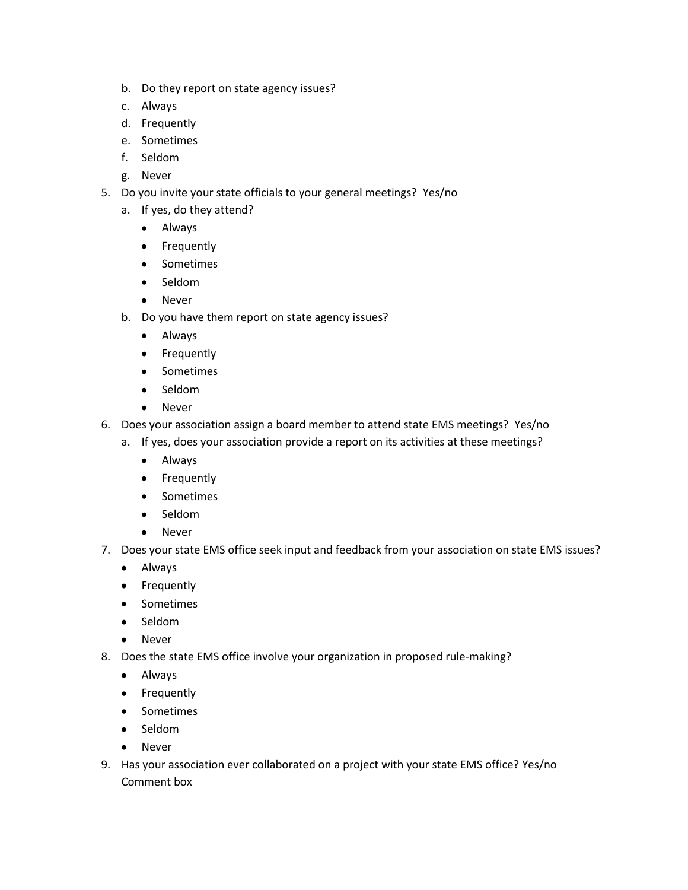b. Do they report on state agency issues?
   c. Always
   d. Frequently
   e. Sometimes
   f. Seldom
   g. Never
5. Do you invite your state officials to your general meetings? Yes/no
   a. If yes, do they attend?
      - Always
      - Frequently
      - Sometimes
      - Seldom
      - Never
   b. Do you have them report on state agency issues?
      - Always
      - Frequently
      - Sometimes
      - Seldom
      - Never
6. Does your association assign a board member to attend state EMS meetings? Yes/no
   a. If yes, does your association provide a report on its activities at these meetings?
      - Always
      - Frequently
      - Sometimes
      - Seldom
      - Never
7. Does your state EMS office seek input and feedback from your association on state EMS issues?
   - Always
   - Frequently
   - Sometimes
   - Seldom
   - Never
8. Does the state EMS office involve your organization in proposed rule-making?
   - Always
   - Frequently
   - Sometimes
   - Seldom
   - Never
9. Has your association ever collaborated on a project with your state EMS office? Yes/no
   Comment box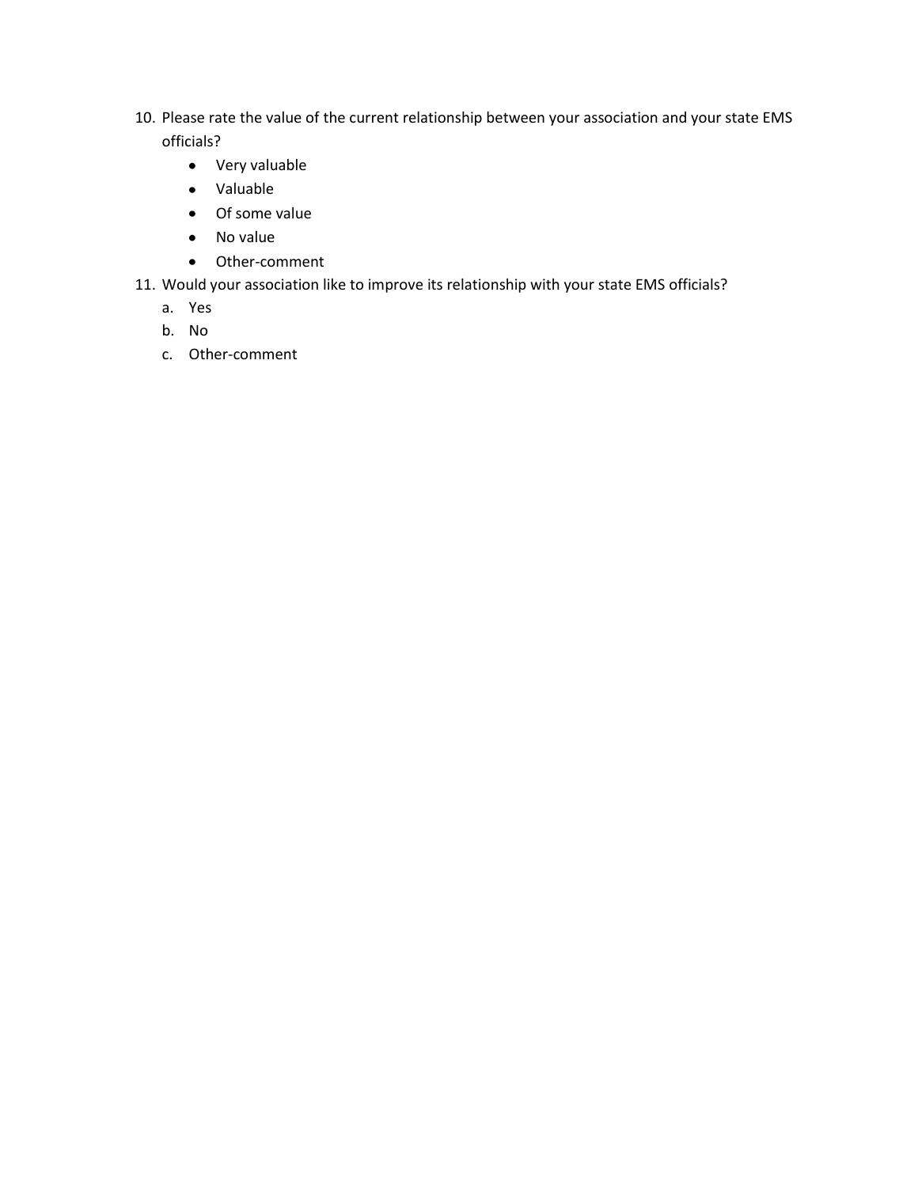10. Please rate the value of the current relationship between your association and your state EMS officials?
    - Very valuable
    - Valuable
    - Of some value
    - No value
    - Other-comment
11. Would your association like to improve its relationship with your state EMS officials?
    a. Yes
    b. No
    c. Other-comment